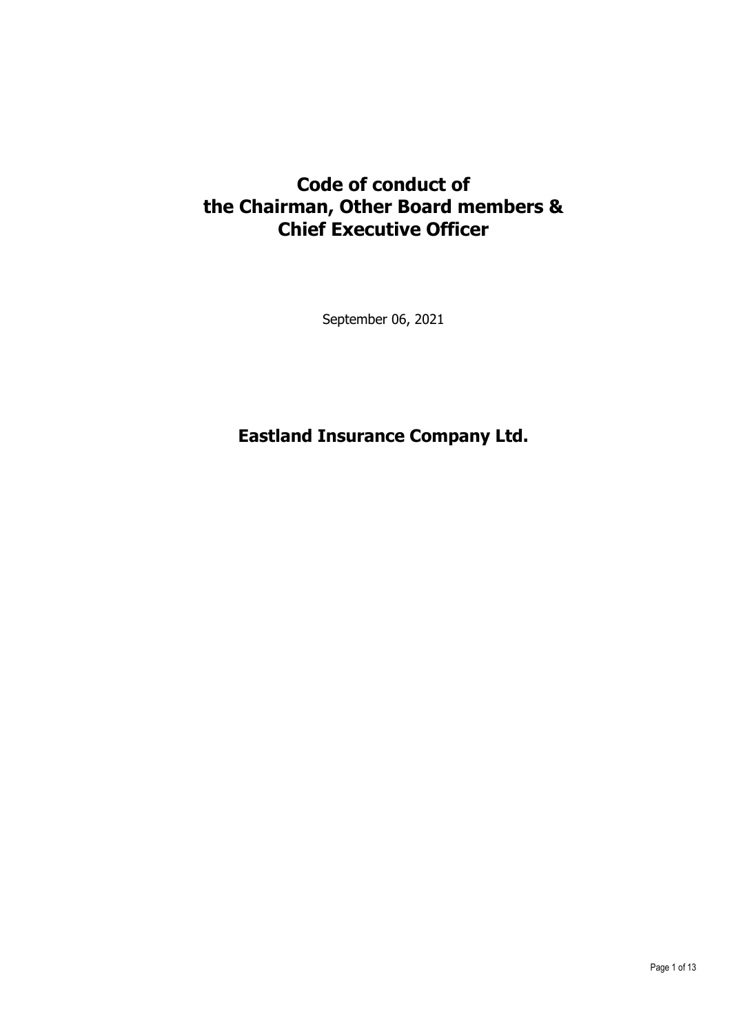# Code of conduct of the Chairman, Other Board members & Chief Executive Officer

September 06, 2021

## Eastland Insurance Company Ltd.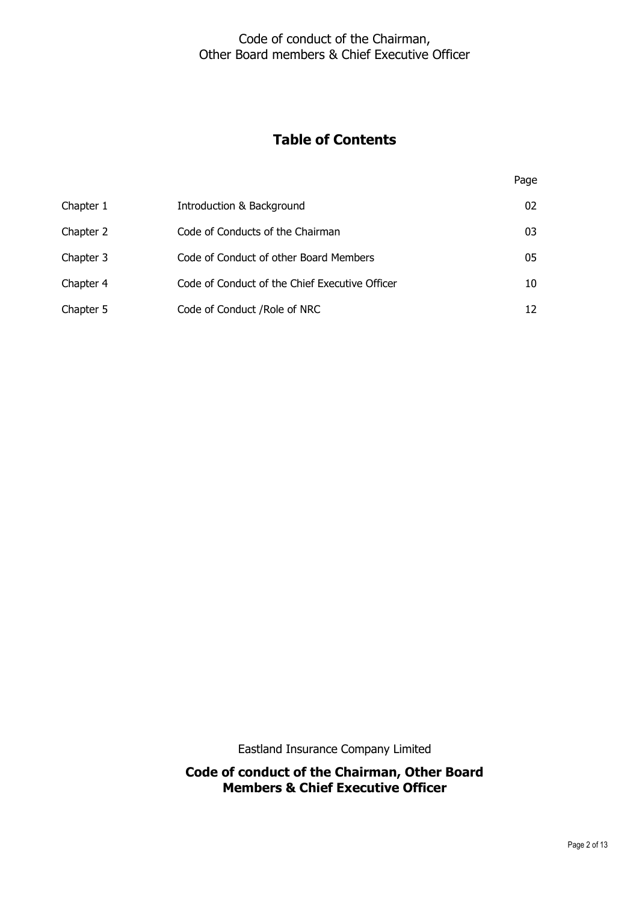## Table of Contents

| | | Page |
|---|---|---|
| Chapter 1 | Introduction & Background | 02 |
| Chapter 2 | Code of Conducts of the Chairman | 03 |
| Chapter 3 | Code of Conduct of other Board Members | 05 |
| Chapter 4 | Code of Conduct of the Chief Executive Officer | 10 |
| Chapter 5 | Code of Conduct /Role of NRC | 12 |

Eastland Insurance Company Limited

**Code of conduct of the Chairman, Other Board Members & Chief Executive Officer**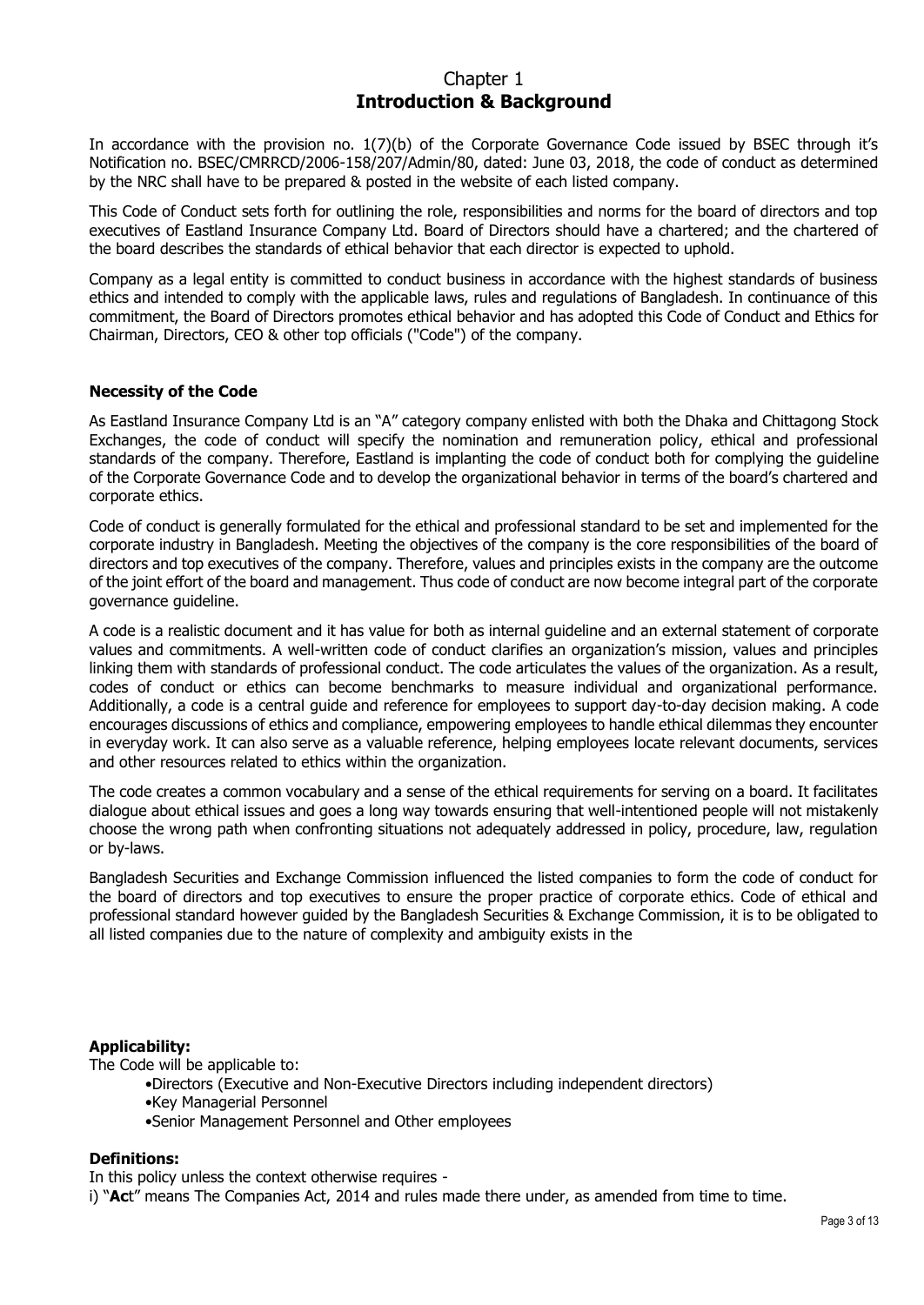# Chapter 1
# Introduction & Background

In accordance with the provision no. 1(7)(b) of the Corporate Governance Code issued by BSEC through it's Notification no. BSEC/CMRRCD/2006-158/207/Admin/80, dated: June 03, 2018, the code of conduct as determined by the NRC shall have to be prepared & posted in the website of each listed company.

This Code of Conduct sets forth for outlining the role, responsibilities and norms for the board of directors and top executives of Eastland Insurance Company Ltd. Board of Directors should have a chartered; and the chartered of the board describes the standards of ethical behavior that each director is expected to uphold.

Company as a legal entity is committed to conduct business in accordance with the highest standards of business ethics and intended to comply with the applicable laws, rules and regulations of Bangladesh. In continuance of this commitment, the Board of Directors promotes ethical behavior and has adopted this Code of Conduct and Ethics for Chairman, Directors, CEO & other top officials ("Code") of the company.

### Necessity of the Code

As Eastland Insurance Company Ltd is an "A" category company enlisted with both the Dhaka and Chittagong Stock Exchanges, the code of conduct will specify the nomination and remuneration policy, ethical and professional standards of the company. Therefore, Eastland is implanting the code of conduct both for complying the guideline of the Corporate Governance Code and to develop the organizational behavior in terms of the board's chartered and corporate ethics.

Code of conduct is generally formulated for the ethical and professional standard to be set and implemented for the corporate industry in Bangladesh. Meeting the objectives of the company is the core responsibilities of the board of directors and top executives of the company. Therefore, values and principles exists in the company are the outcome of the joint effort of the board and management. Thus code of conduct are now become integral part of the corporate governance guideline.

A code is a realistic document and it has value for both as internal guideline and an external statement of corporate values and commitments. A well-written code of conduct clarifies an organization's mission, values and principles linking them with standards of professional conduct. The code articulates the values of the organization. As a result, codes of conduct or ethics can become benchmarks to measure individual and organizational performance. Additionally, a code is a central guide and reference for employees to support day-to-day decision making. A code encourages discussions of ethics and compliance, empowering employees to handle ethical dilemmas they encounter in everyday work. It can also serve as a valuable reference, helping employees locate relevant documents, services and other resources related to ethics within the organization.

The code creates a common vocabulary and a sense of the ethical requirements for serving on a board. It facilitates dialogue about ethical issues and goes a long way towards ensuring that well-intentioned people will not mistakenly choose the wrong path when confronting situations not adequately addressed in policy, procedure, law, regulation or by-laws.

Bangladesh Securities and Exchange Commission influenced the listed companies to form the code of conduct for the board of directors and top executives to ensure the proper practice of corporate ethics. Code of ethical and professional standard however guided by the Bangladesh Securities & Exchange Commission, it is to be obligated to all listed companies due to the nature of complexity and ambiguity exists in the

### Applicability:

The Code will be applicable to:

- Directors (Executive and Non-Executive Directors including independent directors)
- Key Managerial Personnel
- Senior Management Personnel and Other employees

### Definitions:

In this policy unless the context otherwise requires -

i) "**Ac**t" means The Companies Act, 2014 and rules made there under, as amended from time to time.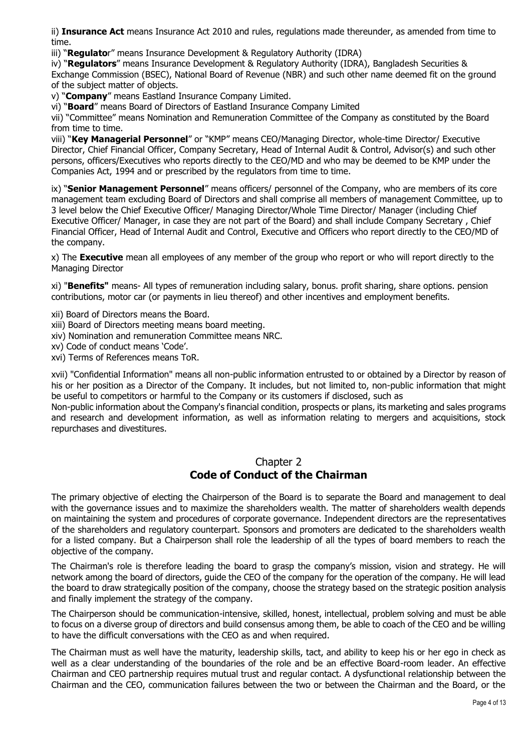ii) **Insurance Act** means Insurance Act 2010 and rules, regulations made thereunder, as amended from time to time.

iii) "**Regulato**r" means Insurance Development & Regulatory Authority (IDRA)

iv) "**Regulators**" means Insurance Development & Regulatory Authority (IDRA), Bangladesh Securities & Exchange Commission (BSEC), National Board of Revenue (NBR) and such other name deemed fit on the ground of the subject matter of objects.

v) "**Company**" means Eastland Insurance Company Limited.

vi) "**Board**" means Board of Directors of Eastland Insurance Company Limited

vii) "Committee" means Nomination and Remuneration Committee of the Company as constituted by the Board from time to time.

viii) "**Key Managerial Personnel**" or "KMP" means CEO/Managing Director, whole-time Director/ Executive Director, Chief Financial Officer, Company Secretary, Head of Internal Audit & Control, Advisor(s) and such other persons, officers/Executives who reports directly to the CEO/MD and who may be deemed to be KMP under the Companies Act, 1994 and or prescribed by the regulators from time to time.

ix) "**Senior Management Personnel**" means officers/ personnel of the Company, who are members of its core management team excluding Board of Directors and shall comprise all members of management Committee, up to 3 level below the Chief Executive Officer/ Managing Director/Whole Time Director/ Manager (including Chief Executive Officer/ Manager, in case they are not part of the Board) and shall include Company Secretary , Chief Financial Officer, Head of Internal Audit and Control, Executive and Officers who report directly to the CEO/MD of the company.

x) The **Executive** mean all employees of any member of the group who report or who will report directly to the Managing Director

xi) "**Benefits"** means- All types of remuneration including salary, bonus. profit sharing, share options. pension contributions, motor car (or payments in lieu thereof) and other incentives and employment benefits.

xii) Board of Directors means the Board.

xiii) Board of Directors meeting means board meeting.

xiv) Nomination and remuneration Committee means NRC.

xv) Code of conduct means 'Code'.

xvi) Terms of References means ToR.

xvii) "Confidential Information" means all non-public information entrusted to or obtained by a Director by reason of his or her position as a Director of the Company. It includes, but not limited to, non-public information that might be useful to competitors or harmful to the Company or its customers if disclosed, such as

Non-public information about the Company's financial condition, prospects or plans, its marketing and sales programs and research and development information, as well as information relating to mergers and acquisitions, stock repurchases and divestitures.

## Chapter 2
## Code of Conduct of the Chairman

The primary objective of electing the Chairperson of the Board is to separate the Board and management to deal with the governance issues and to maximize the shareholders wealth. The matter of shareholders wealth depends on maintaining the system and procedures of corporate governance. Independent directors are the representatives of the shareholders and regulatory counterpart. Sponsors and promoters are dedicated to the shareholders wealth for a listed company. But a Chairperson shall role the leadership of all the types of board members to reach the objective of the company.

The Chairman's role is therefore leading the board to grasp the company's mission, vision and strategy. He will network among the board of directors, guide the CEO of the company for the operation of the company. He will lead the board to draw strategically position of the company, choose the strategy based on the strategic position analysis and finally implement the strategy of the company.

The Chairperson should be communication-intensive, skilled, honest, intellectual, problem solving and must be able to focus on a diverse group of directors and build consensus among them, be able to coach of the CEO and be willing to have the difficult conversations with the CEO as and when required.

The Chairman must as well have the maturity, leadership skills, tact, and ability to keep his or her ego in check as well as a clear understanding of the boundaries of the role and be an effective Board-room leader. An effective Chairman and CEO partnership requires mutual trust and regular contact. A dysfunctional relationship between the Chairman and the CEO, communication failures between the two or between the Chairman and the Board, or the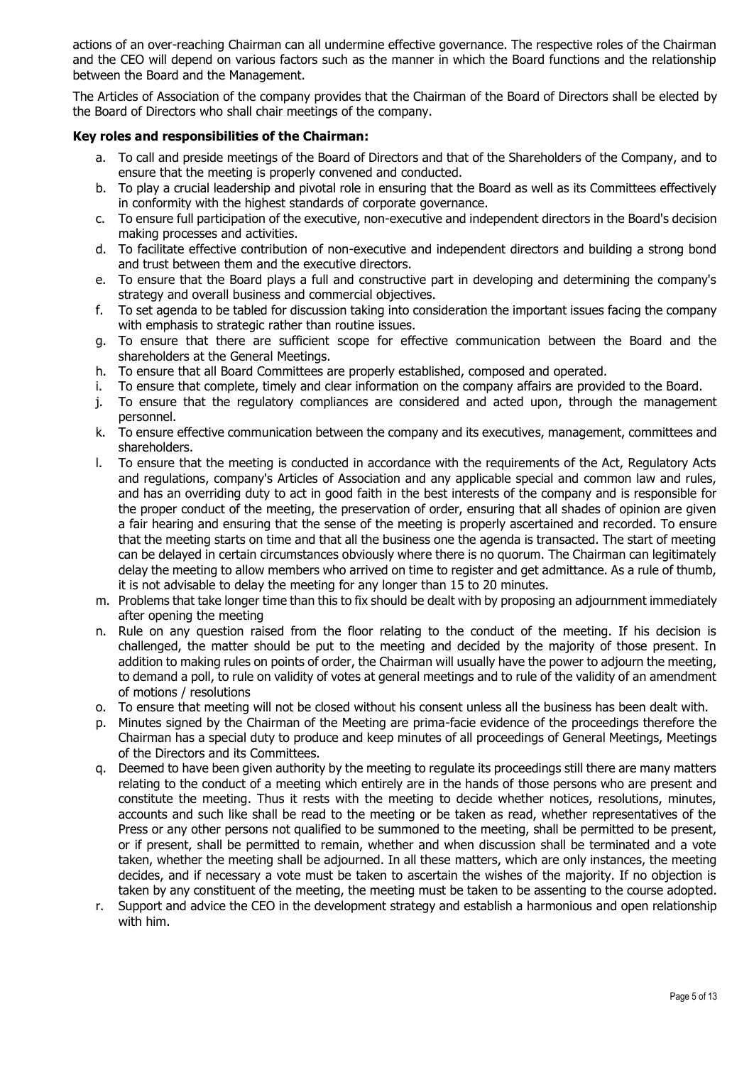actions of an over-reaching Chairman can all undermine effective governance. The respective roles of the Chairman and the CEO will depend on various factors such as the manner in which the Board functions and the relationship between the Board and the Management.

The Articles of Association of the company provides that the Chairman of the Board of Directors shall be elected by the Board of Directors who shall chair meetings of the company.

**Key roles and responsibilities of the Chairman:**

a. To call and preside meetings of the Board of Directors and that of the Shareholders of the Company, and to ensure that the meeting is properly convened and conducted.
b. To play a crucial leadership and pivotal role in ensuring that the Board as well as its Committees effectively in conformity with the highest standards of corporate governance.
c. To ensure full participation of the executive, non-executive and independent directors in the Board's decision making processes and activities.
d. To facilitate effective contribution of non-executive and independent directors and building a strong bond and trust between them and the executive directors.
e. To ensure that the Board plays a full and constructive part in developing and determining the company's strategy and overall business and commercial objectives.
f. To set agenda to be tabled for discussion taking into consideration the important issues facing the company with emphasis to strategic rather than routine issues.
g. To ensure that there are sufficient scope for effective communication between the Board and the shareholders at the General Meetings.
h. To ensure that all Board Committees are properly established, composed and operated.
i. To ensure that complete, timely and clear information on the company affairs are provided to the Board.
j. To ensure that the regulatory compliances are considered and acted upon, through the management personnel.
k. To ensure effective communication between the company and its executives, management, committees and shareholders.
l. To ensure that the meeting is conducted in accordance with the requirements of the Act, Regulatory Acts and regulations, company's Articles of Association and any applicable special and common law and rules, and has an overriding duty to act in good faith in the best interests of the company and is responsible for the proper conduct of the meeting, the preservation of order, ensuring that all shades of opinion are given a fair hearing and ensuring that the sense of the meeting is properly ascertained and recorded. To ensure that the meeting starts on time and that all the business one the agenda is transacted. The start of meeting can be delayed in certain circumstances obviously where there is no quorum. The Chairman can legitimately delay the meeting to allow members who arrived on time to register and get admittance. As a rule of thumb, it is not advisable to delay the meeting for any longer than 15 to 20 minutes.
m. Problems that take longer time than this to fix should be dealt with by proposing an adjournment immediately after opening the meeting
n. Rule on any question raised from the floor relating to the conduct of the meeting. If his decision is challenged, the matter should be put to the meeting and decided by the majority of those present. In addition to making rules on points of order, the Chairman will usually have the power to adjourn the meeting, to demand a poll, to rule on validity of votes at general meetings and to rule of the validity of an amendment of motions / resolutions
o. To ensure that meeting will not be closed without his consent unless all the business has been dealt with.
p. Minutes signed by the Chairman of the Meeting are prima-facie evidence of the proceedings therefore the Chairman has a special duty to produce and keep minutes of all proceedings of General Meetings, Meetings of the Directors and its Committees.
q. Deemed to have been given authority by the meeting to regulate its proceedings still there are many matters relating to the conduct of a meeting which entirely are in the hands of those persons who are present and constitute the meeting. Thus it rests with the meeting to decide whether notices, resolutions, minutes, accounts and such like shall be read to the meeting or be taken as read, whether representatives of the Press or any other persons not qualified to be summoned to the meeting, shall be permitted to be present, or if present, shall be permitted to remain, whether and when discussion shall be terminated and a vote taken, whether the meeting shall be adjourned. In all these matters, which are only instances, the meeting decides, and if necessary a vote must be taken to ascertain the wishes of the majority. If no objection is taken by any constituent of the meeting, the meeting must be taken to be assenting to the course adopted.
r. Support and advice the CEO in the development strategy and establish a harmonious and open relationship with him.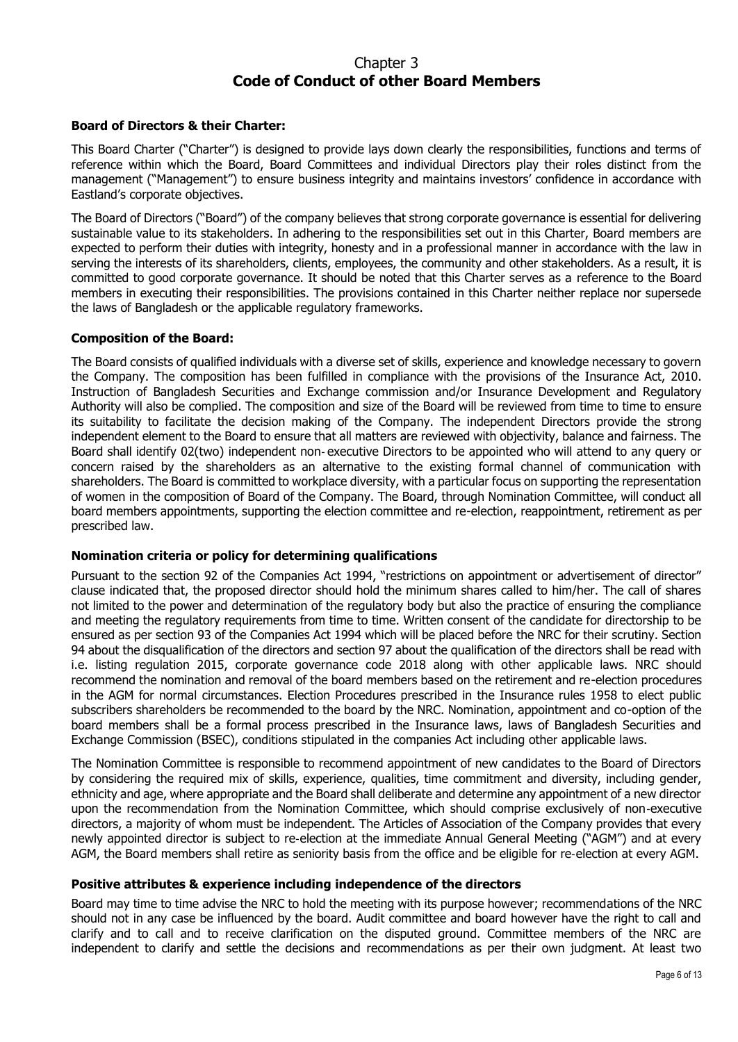# Chapter 3
# Code of Conduct of other Board Members

### Board of Directors & their Charter:

This Board Charter ("Charter") is designed to provide lays down clearly the responsibilities, functions and terms of reference within which the Board, Board Committees and individual Directors play their roles distinct from the management ("Management") to ensure business integrity and maintains investors' confidence in accordance with Eastland's corporate objectives.

The Board of Directors ("Board") of the company believes that strong corporate governance is essential for delivering sustainable value to its stakeholders. In adhering to the responsibilities set out in this Charter, Board members are expected to perform their duties with integrity, honesty and in a professional manner in accordance with the law in serving the interests of its shareholders, clients, employees, the community and other stakeholders. As a result, it is committed to good corporate governance. It should be noted that this Charter serves as a reference to the Board members in executing their responsibilities. The provisions contained in this Charter neither replace nor supersede the laws of Bangladesh or the applicable regulatory frameworks.

### Composition of the Board:

The Board consists of qualified individuals with a diverse set of skills, experience and knowledge necessary to govern the Company. The composition has been fulfilled in compliance with the provisions of the Insurance Act, 2010. Instruction of Bangladesh Securities and Exchange commission and/or Insurance Development and Regulatory Authority will also be complied. The composition and size of the Board will be reviewed from time to time to ensure its suitability to facilitate the decision making of the Company. The independent Directors provide the strong independent element to the Board to ensure that all matters are reviewed with objectivity, balance and fairness. The Board shall identify 02(two) independent non- executive Directors to be appointed who will attend to any query or concern raised by the shareholders as an alternative to the existing formal channel of communication with shareholders. The Board is committed to workplace diversity, with a particular focus on supporting the representation of women in the composition of Board of the Company. The Board, through Nomination Committee, will conduct all board members appointments, supporting the election committee and re-election, reappointment, retirement as per prescribed law.

### Nomination criteria or policy for determining qualifications

Pursuant to the section 92 of the Companies Act 1994, "restrictions on appointment or advertisement of director" clause indicated that, the proposed director should hold the minimum shares called to him/her. The call of shares not limited to the power and determination of the regulatory body but also the practice of ensuring the compliance and meeting the regulatory requirements from time to time. Written consent of the candidate for directorship to be ensured as per section 93 of the Companies Act 1994 which will be placed before the NRC for their scrutiny. Section 94 about the disqualification of the directors and section 97 about the qualification of the directors shall be read with i.e. listing regulation 2015, corporate governance code 2018 along with other applicable laws. NRC should recommend the nomination and removal of the board members based on the retirement and re-election procedures in the AGM for normal circumstances. Election Procedures prescribed in the Insurance rules 1958 to elect public subscribers shareholders be recommended to the board by the NRC. Nomination, appointment and co-option of the board members shall be a formal process prescribed in the Insurance laws, laws of Bangladesh Securities and Exchange Commission (BSEC), conditions stipulated in the companies Act including other applicable laws.

The Nomination Committee is responsible to recommend appointment of new candidates to the Board of Directors by considering the required mix of skills, experience, qualities, time commitment and diversity, including gender, ethnicity and age, where appropriate and the Board shall deliberate and determine any appointment of a new director upon the recommendation from the Nomination Committee, which should comprise exclusively of non-executive directors, a majority of whom must be independent. The Articles of Association of the Company provides that every newly appointed director is subject to re-election at the immediate Annual General Meeting ("AGM") and at every AGM, the Board members shall retire as seniority basis from the office and be eligible for re-election at every AGM.

### Positive attributes & experience including independence of the directors

Board may time to time advise the NRC to hold the meeting with its purpose however; recommendations of the NRC should not in any case be influenced by the board. Audit committee and board however have the right to call and clarify and to call and to receive clarification on the disputed ground. Committee members of the NRC are independent to clarify and settle the decisions and recommendations as per their own judgment. At least two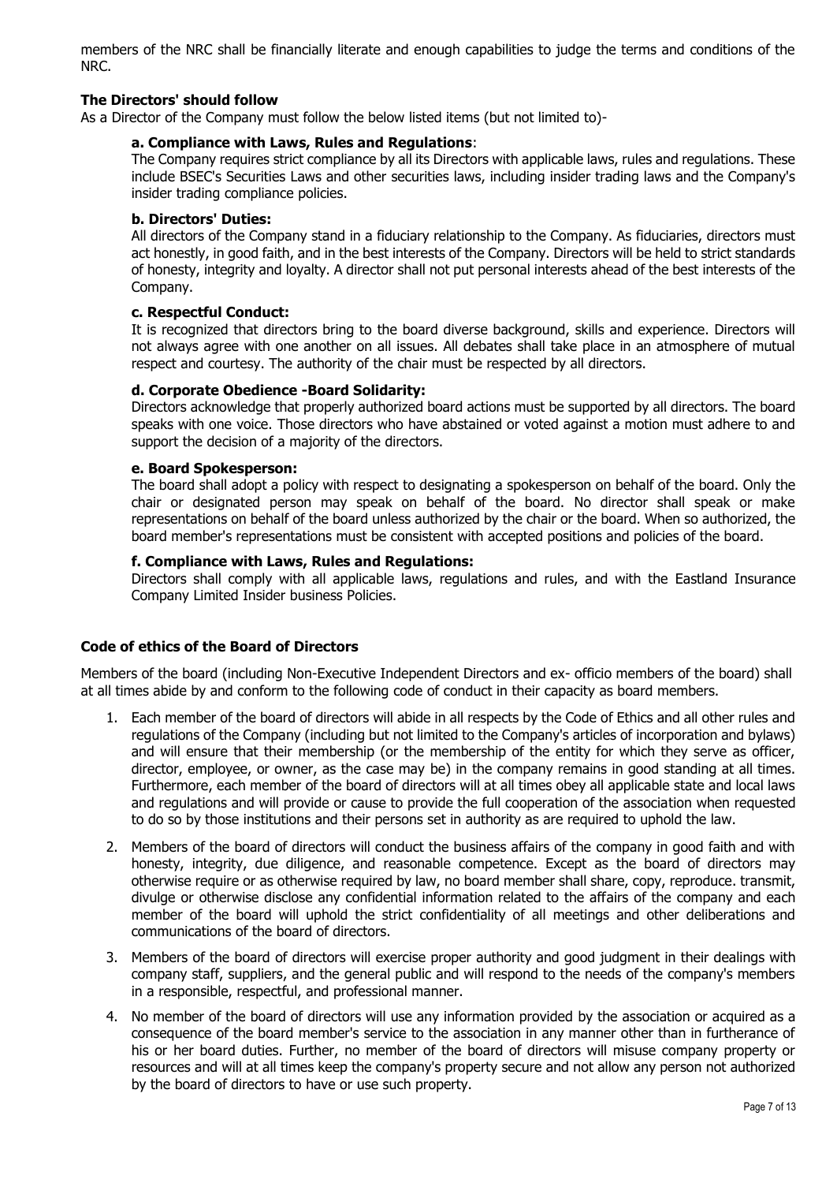members of the NRC shall be financially literate and enough capabilities to judge the terms and conditions of the NRC.

### The Directors' should follow

As a Director of the Company must follow the below listed items (but not limited to)-

#### a. Compliance with Laws, Rules and Regulations:

The Company requires strict compliance by all its Directors with applicable laws, rules and regulations. These include BSEC's Securities Laws and other securities laws, including insider trading laws and the Company's insider trading compliance policies.

#### b. Directors' Duties:

All directors of the Company stand in a fiduciary relationship to the Company. As fiduciaries, directors must act honestly, in good faith, and in the best interests of the Company. Directors will be held to strict standards of honesty, integrity and loyalty. A director shall not put personal interests ahead of the best interests of the Company.

#### c. Respectful Conduct:

It is recognized that directors bring to the board diverse background, skills and experience. Directors will not always agree with one another on all issues. All debates shall take place in an atmosphere of mutual respect and courtesy. The authority of the chair must be respected by all directors.

#### d. Corporate Obedience -Board Solidarity:

Directors acknowledge that properly authorized board actions must be supported by all directors. The board speaks with one voice. Those directors who have abstained or voted against a motion must adhere to and support the decision of a majority of the directors.

#### e. Board Spokesperson:

The board shall adopt a policy with respect to designating a spokesperson on behalf of the board. Only the chair or designated person may speak on behalf of the board. No director shall speak or make representations on behalf of the board unless authorized by the chair or the board. When so authorized, the board member's representations must be consistent with accepted positions and policies of the board.

#### f. Compliance with Laws, Rules and Regulations:

Directors shall comply with all applicable laws, regulations and rules, and with the Eastland Insurance Company Limited Insider business Policies.

### Code of ethics of the Board of Directors

Members of the board (including Non-Executive Independent Directors and ex- officio members of the board) shall at all times abide by and conform to the following code of conduct in their capacity as board members.

1. Each member of the board of directors will abide in all respects by the Code of Ethics and all other rules and regulations of the Company (including but not limited to the Company's articles of incorporation and bylaws) and will ensure that their membership (or the membership of the entity for which they serve as officer, director, employee, or owner, as the case may be) in the company remains in good standing at all times. Furthermore, each member of the board of directors will at all times obey all applicable state and local laws and regulations and will provide or cause to provide the full cooperation of the association when requested to do so by those institutions and their persons set in authority as are required to uphold the law.
2. Members of the board of directors will conduct the business affairs of the company in good faith and with honesty, integrity, due diligence, and reasonable competence. Except as the board of directors may otherwise require or as otherwise required by law, no board member shall share, copy, reproduce. transmit, divulge or otherwise disclose any confidential information related to the affairs of the company and each member of the board will uphold the strict confidentiality of all meetings and other deliberations and communications of the board of directors.
3. Members of the board of directors will exercise proper authority and good judgment in their dealings with company staff, suppliers, and the general public and will respond to the needs of the company's members in a responsible, respectful, and professional manner.
4. No member of the board of directors will use any information provided by the association or acquired as a consequence of the board member's service to the association in any manner other than in furtherance of his or her board duties. Further, no member of the board of directors will misuse company property or resources and will at all times keep the company's property secure and not allow any person not authorized by the board of directors to have or use such property.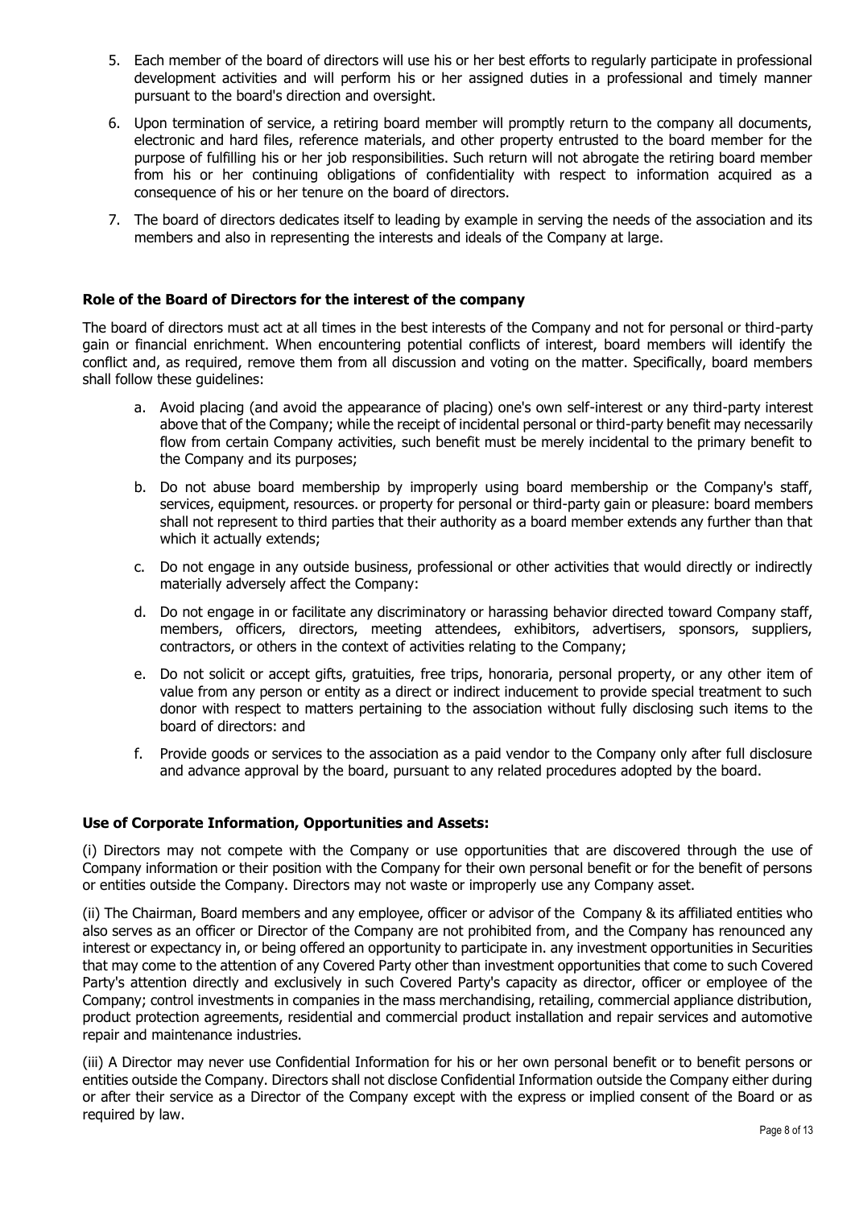5. Each member of the board of directors will use his or her best efforts to regularly participate in professional development activities and will perform his or her assigned duties in a professional and timely manner pursuant to the board's direction and oversight.
6. Upon termination of service, a retiring board member will promptly return to the company all documents, electronic and hard files, reference materials, and other property entrusted to the board member for the purpose of fulfilling his or her job responsibilities. Such return will not abrogate the retiring board member from his or her continuing obligations of confidentiality with respect to information acquired as a consequence of his or her tenure on the board of directors.
7. The board of directors dedicates itself to leading by example in serving the needs of the association and its members and also in representing the interests and ideals of the Company at large.

**Role of the Board of Directors for the interest of the company**

The board of directors must act at all times in the best interests of the Company and not for personal or third-party gain or financial enrichment. When encountering potential conflicts of interest, board members will identify the conflict and, as required, remove them from all discussion and voting on the matter. Specifically, board members shall follow these guidelines:

a. Avoid placing (and avoid the appearance of placing) one's own self-interest or any third-party interest above that of the Company; while the receipt of incidental personal or third-party benefit may necessarily flow from certain Company activities, such benefit must be merely incidental to the primary benefit to the Company and its purposes;
b. Do not abuse board membership by improperly using board membership or the Company's staff, services, equipment, resources. or property for personal or third-party gain or pleasure: board members shall not represent to third parties that their authority as a board member extends any further than that which it actually extends;
c. Do not engage in any outside business, professional or other activities that would directly or indirectly materially adversely affect the Company:
d. Do not engage in or facilitate any discriminatory or harassing behavior directed toward Company staff, members, officers, directors, meeting attendees, exhibitors, advertisers, sponsors, suppliers, contractors, or others in the context of activities relating to the Company;
e. Do not solicit or accept gifts, gratuities, free trips, honoraria, personal property, or any other item of value from any person or entity as a direct or indirect inducement to provide special treatment to such donor with respect to matters pertaining to the association without fully disclosing such items to the board of directors: and
f. Provide goods or services to the association as a paid vendor to the Company only after full disclosure and advance approval by the board, pursuant to any related procedures adopted by the board.

**Use of Corporate Information, Opportunities and Assets:**

(i) Directors may not compete with the Company or use opportunities that are discovered through the use of Company information or their position with the Company for their own personal benefit or for the benefit of persons or entities outside the Company. Directors may not waste or improperly use any Company asset.

(ii) The Chairman, Board members and any employee, officer or advisor of the Company & its affiliated entities who also serves as an officer or Director of the Company are not prohibited from, and the Company has renounced any interest or expectancy in, or being offered an opportunity to participate in. any investment opportunities in Securities that may come to the attention of any Covered Party other than investment opportunities that come to such Covered Party's attention directly and exclusively in such Covered Party's capacity as director, officer or employee of the Company; control investments in companies in the mass merchandising, retailing, commercial appliance distribution, product protection agreements, residential and commercial product installation and repair services and automotive repair and maintenance industries.

(iii) A Director may never use Confidential Information for his or her own personal benefit or to benefit persons or entities outside the Company. Directors shall not disclose Confidential Information outside the Company either during or after their service as a Director of the Company except with the express or implied consent of the Board or as required by law.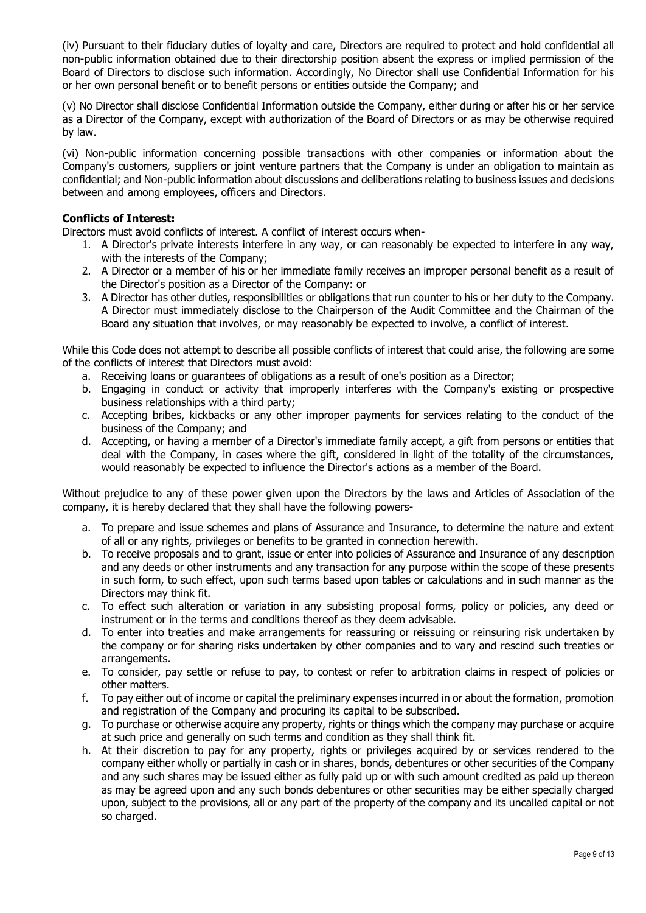(iv) Pursuant to their fiduciary duties of loyalty and care, Directors are required to protect and hold confidential all non-public information obtained due to their directorship position absent the express or implied permission of the Board of Directors to disclose such information. Accordingly, No Director shall use Confidential Information for his or her own personal benefit or to benefit persons or entities outside the Company; and

(v) No Director shall disclose Confidential Information outside the Company, either during or after his or her service as a Director of the Company, except with authorization of the Board of Directors or as may be otherwise required by law.

(vi) Non-public information concerning possible transactions with other companies or information about the Company's customers, suppliers or joint venture partners that the Company is under an obligation to maintain as confidential; and Non-public information about discussions and deliberations relating to business issues and decisions between and among employees, officers and Directors.

**Conflicts of Interest:**

Directors must avoid conflicts of interest. A conflict of interest occurs when-

1. A Director's private interests interfere in any way, or can reasonably be expected to interfere in any way, with the interests of the Company;
2. A Director or a member of his or her immediate family receives an improper personal benefit as a result of the Director's position as a Director of the Company: or
3. A Director has other duties, responsibilities or obligations that run counter to his or her duty to the Company. A Director must immediately disclose to the Chairperson of the Audit Committee and the Chairman of the Board any situation that involves, or may reasonably be expected to involve, a conflict of interest.

While this Code does not attempt to describe all possible conflicts of interest that could arise, the following are some of the conflicts of interest that Directors must avoid:

a. Receiving loans or guarantees of obligations as a result of one's position as a Director;
b. Engaging in conduct or activity that improperly interferes with the Company's existing or prospective business relationships with a third party;
c. Accepting bribes, kickbacks or any other improper payments for services relating to the conduct of the business of the Company; and
d. Accepting, or having a member of a Director's immediate family accept, a gift from persons or entities that deal with the Company, in cases where the gift, considered in light of the totality of the circumstances, would reasonably be expected to influence the Director's actions as a member of the Board.

Without prejudice to any of these power given upon the Directors by the laws and Articles of Association of the company, it is hereby declared that they shall have the following powers-

a. To prepare and issue schemes and plans of Assurance and Insurance, to determine the nature and extent of all or any rights, privileges or benefits to be granted in connection herewith.
b. To receive proposals and to grant, issue or enter into policies of Assurance and Insurance of any description and any deeds or other instruments and any transaction for any purpose within the scope of these presents in such form, to such effect, upon such terms based upon tables or calculations and in such manner as the Directors may think fit.
c. To effect such alteration or variation in any subsisting proposal forms, policy or policies, any deed or instrument or in the terms and conditions thereof as they deem advisable.
d. To enter into treaties and make arrangements for reassuring or reissuing or reinsuring risk undertaken by the company or for sharing risks undertaken by other companies and to vary and rescind such treaties or arrangements.
e. To consider, pay settle or refuse to pay, to contest or refer to arbitration claims in respect of policies or other matters.
f. To pay either out of income or capital the preliminary expenses incurred in or about the formation, promotion and registration of the Company and procuring its capital to be subscribed.
g. To purchase or otherwise acquire any property, rights or things which the company may purchase or acquire at such price and generally on such terms and condition as they shall think fit.
h. At their discretion to pay for any property, rights or privileges acquired by or services rendered to the company either wholly or partially in cash or in shares, bonds, debentures or other securities of the Company and any such shares may be issued either as fully paid up or with such amount credited as paid up thereon as may be agreed upon and any such bonds debentures or other securities may be either specially charged upon, subject to the provisions, all or any part of the property of the company and its uncalled capital or not so charged.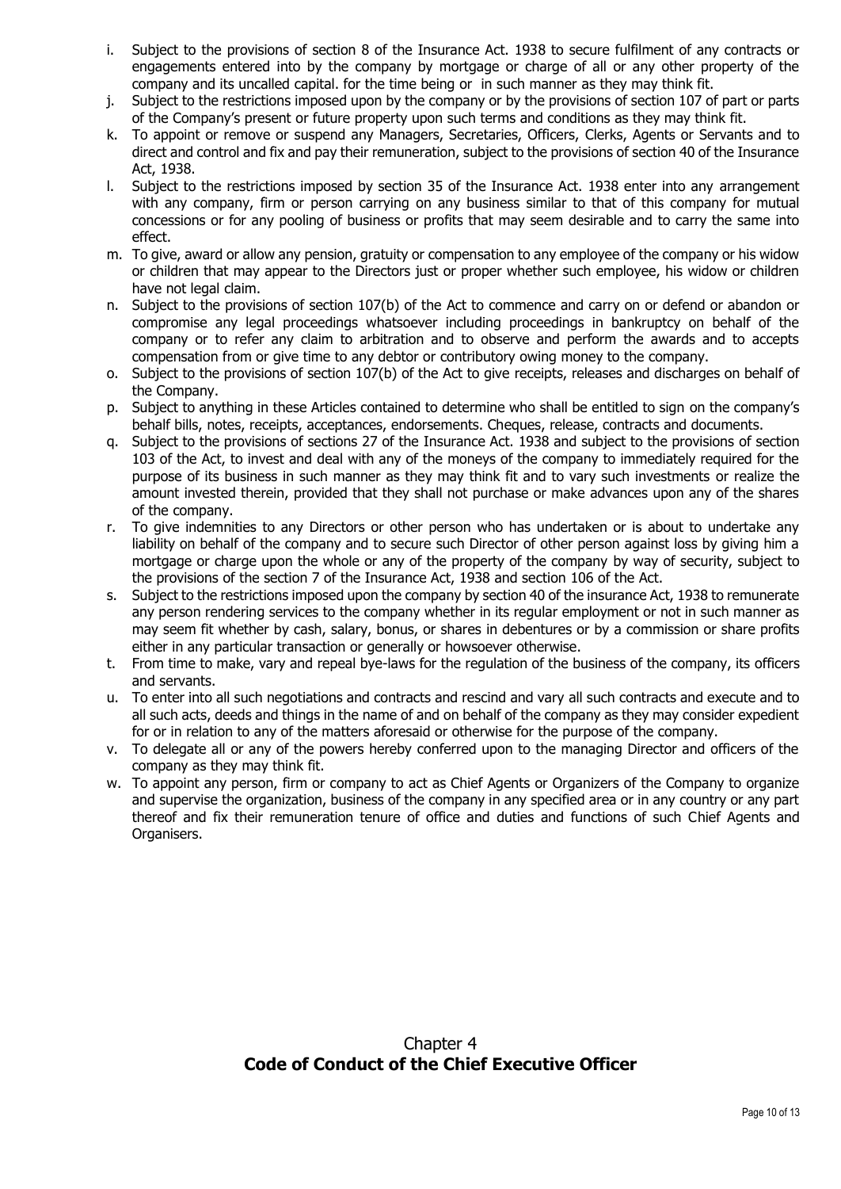i. Subject to the provisions of section 8 of the Insurance Act. 1938 to secure fulfilment of any contracts or engagements entered into by the company by mortgage or charge of all or any other property of the company and its uncalled capital. for the time being or in such manner as they may think fit.
j. Subject to the restrictions imposed upon by the company or by the provisions of section 107 of part or parts of the Company's present or future property upon such terms and conditions as they may think fit.
k. To appoint or remove or suspend any Managers, Secretaries, Officers, Clerks, Agents or Servants and to direct and control and fix and pay their remuneration, subject to the provisions of section 40 of the Insurance Act, 1938.
l. Subject to the restrictions imposed by section 35 of the Insurance Act. 1938 enter into any arrangement with any company, firm or person carrying on any business similar to that of this company for mutual concessions or for any pooling of business or profits that may seem desirable and to carry the same into effect.
m. To give, award or allow any pension, gratuity or compensation to any employee of the company or his widow or children that may appear to the Directors just or proper whether such employee, his widow or children have not legal claim.
n. Subject to the provisions of section 107(b) of the Act to commence and carry on or defend or abandon or compromise any legal proceedings whatsoever including proceedings in bankruptcy on behalf of the company or to refer any claim to arbitration and to observe and perform the awards and to accepts compensation from or give time to any debtor or contributory owing money to the company.
o. Subject to the provisions of section 107(b) of the Act to give receipts, releases and discharges on behalf of the Company.
p. Subject to anything in these Articles contained to determine who shall be entitled to sign on the company's behalf bills, notes, receipts, acceptances, endorsements. Cheques, release, contracts and documents.
q. Subject to the provisions of sections 27 of the Insurance Act. 1938 and subject to the provisions of section 103 of the Act, to invest and deal with any of the moneys of the company to immediately required for the purpose of its business in such manner as they may think fit and to vary such investments or realize the amount invested therein, provided that they shall not purchase or make advances upon any of the shares of the company.
r. To give indemnities to any Directors or other person who has undertaken or is about to undertake any liability on behalf of the company and to secure such Director of other person against loss by giving him a mortgage or charge upon the whole or any of the property of the company by way of security, subject to the provisions of the section 7 of the Insurance Act, 1938 and section 106 of the Act.
s. Subject to the restrictions imposed upon the company by section 40 of the insurance Act, 1938 to remunerate any person rendering services to the company whether in its regular employment or not in such manner as may seem fit whether by cash, salary, bonus, or shares in debentures or by a commission or share profits either in any particular transaction or generally or howsoever otherwise.
t. From time to make, vary and repeal bye-laws for the regulation of the business of the company, its officers and servants.
u. To enter into all such negotiations and contracts and rescind and vary all such contracts and execute and to all such acts, deeds and things in the name of and on behalf of the company as they may consider expedient for or in relation to any of the matters aforesaid or otherwise for the purpose of the company.
v. To delegate all or any of the powers hereby conferred upon to the managing Director and officers of the company as they may think fit.
w. To appoint any person, firm or company to act as Chief Agents or Organizers of the Company to organize and supervise the organization, business of the company in any specified area or in any country or any part thereof and fix their remuneration tenure of office and duties and functions of such Chief Agents and Organisers.

## Chapter 4
## **Code of Conduct of the Chief Executive Officer**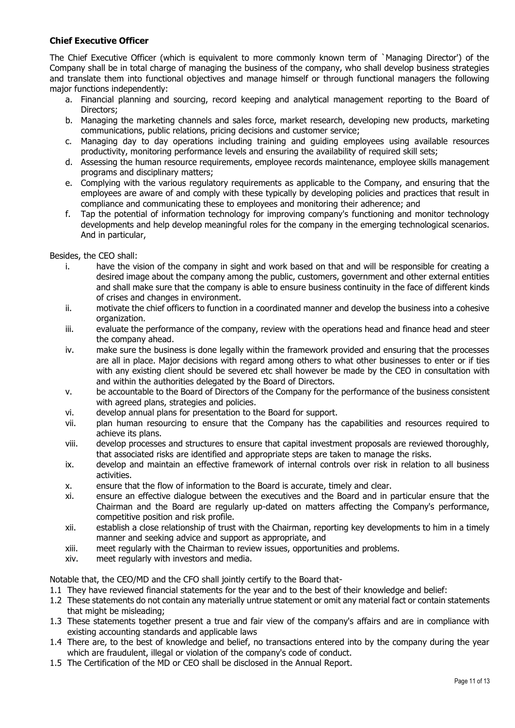### Chief Executive Officer

The Chief Executive Officer (which is equivalent to more commonly known term of `Managing Director') of the Company shall be in total charge of managing the business of the company, who shall develop business strategies and translate them into functional objectives and manage himself or through functional managers the following major functions independently:

a. Financial planning and sourcing, record keeping and analytical management reporting to the Board of Directors;
b. Managing the marketing channels and sales force, market research, developing new products, marketing communications, public relations, pricing decisions and customer service;
c. Managing day to day operations including training and guiding employees using available resources productivity, monitoring performance levels and ensuring the availability of required skill sets;
d. Assessing the human resource requirements, employee records maintenance, employee skills management programs and disciplinary matters;
e. Complying with the various regulatory requirements as applicable to the Company, and ensuring that the employees are aware of and comply with these typically by developing policies and practices that result in compliance and communicating these to employees and monitoring their adherence; and
f. Tap the potential of information technology for improving company's functioning and monitor technology developments and help develop meaningful roles for the company in the emerging technological scenarios. And in particular,

Besides, the CEO shall:

i. have the vision of the company in sight and work based on that and will be responsible for creating a desired image about the company among the public, customers, government and other external entities and shall make sure that the company is able to ensure business continuity in the face of different kinds of crises and changes in environment.
ii. motivate the chief officers to function in a coordinated manner and develop the business into a cohesive organization.
iii. evaluate the performance of the company, review with the operations head and finance head and steer the company ahead.
iv. make sure the business is done legally within the framework provided and ensuring that the processes are all in place. Major decisions with regard among others to what other businesses to enter or if ties with any existing client should be severed etc shall however be made by the CEO in consultation with and within the authorities delegated by the Board of Directors.
v. be accountable to the Board of Directors of the Company for the performance of the business consistent with agreed plans, strategies and policies.
vi. develop annual plans for presentation to the Board for support.
vii. plan human resourcing to ensure that the Company has the capabilities and resources required to achieve its plans.
viii. develop processes and structures to ensure that capital investment proposals are reviewed thoroughly, that associated risks are identified and appropriate steps are taken to manage the risks.
ix. develop and maintain an effective framework of internal controls over risk in relation to all business activities.
x. ensure that the flow of information to the Board is accurate, timely and clear.
xi. ensure an effective dialogue between the executives and the Board and in particular ensure that the Chairman and the Board are regularly up-dated on matters affecting the Company's performance, competitive position and risk profile.
xii. establish a close relationship of trust with the Chairman, reporting key developments to him in a timely manner and seeking advice and support as appropriate, and
xiii. meet regularly with the Chairman to review issues, opportunities and problems.
xiv. meet regularly with investors and media.

Notable that, the CEO/MD and the CFO shall jointly certify to the Board that-

1.1 They have reviewed financial statements for the year and to the best of their knowledge and belief:
1.2 These statements do not contain any materially untrue statement or omit any material fact or contain statements that might be misleading;
1.3 These statements together present a true and fair view of the company's affairs and are in compliance with existing accounting standards and applicable laws
1.4 There are, to the best of knowledge and belief, no transactions entered into by the company during the year which are fraudulent, illegal or violation of the company's code of conduct.
1.5 The Certification of the MD or CEO shall be disclosed in the Annual Report.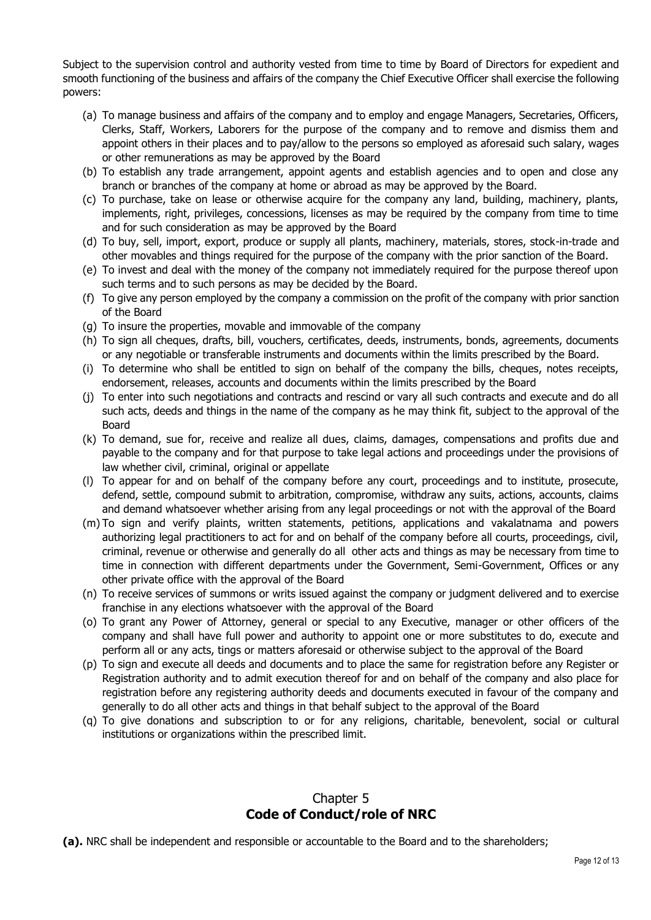Subject to the supervision control and authority vested from time to time by Board of Directors for expedient and smooth functioning of the business and affairs of the company the Chief Executive Officer shall exercise the following powers:

(a) To manage business and affairs of the company and to employ and engage Managers, Secretaries, Officers, Clerks, Staff, Workers, Laborers for the purpose of the company and to remove and dismiss them and appoint others in their places and to pay/allow to the persons so employed as aforesaid such salary, wages or other remunerations as may be approved by the Board

(b) To establish any trade arrangement, appoint agents and establish agencies and to open and close any branch or branches of the company at home or abroad as may be approved by the Board.

(c) To purchase, take on lease or otherwise acquire for the company any land, building, machinery, plants, implements, right, privileges, concessions, licenses as may be required by the company from time to time and for such consideration as may be approved by the Board

(d) To buy, sell, import, export, produce or supply all plants, machinery, materials, stores, stock-in-trade and other movables and things required for the purpose of the company with the prior sanction of the Board.

(e) To invest and deal with the money of the company not immediately required for the purpose thereof upon such terms and to such persons as may be decided by the Board.

(f) To give any person employed by the company a commission on the profit of the company with prior sanction of the Board

(g) To insure the properties, movable and immovable of the company

(h) To sign all cheques, drafts, bill, vouchers, certificates, deeds, instruments, bonds, agreements, documents or any negotiable or transferable instruments and documents within the limits prescribed by the Board.

(i) To determine who shall be entitled to sign on behalf of the company the bills, cheques, notes receipts, endorsement, releases, accounts and documents within the limits prescribed by the Board

(j) To enter into such negotiations and contracts and rescind or vary all such contracts and execute and do all such acts, deeds and things in the name of the company as he may think fit, subject to the approval of the Board

(k) To demand, sue for, receive and realize all dues, claims, damages, compensations and profits due and payable to the company and for that purpose to take legal actions and proceedings under the provisions of law whether civil, criminal, original or appellate

(l) To appear for and on behalf of the company before any court, proceedings and to institute, prosecute, defend, settle, compound submit to arbitration, compromise, withdraw any suits, actions, accounts, claims and demand whatsoever whether arising from any legal proceedings or not with the approval of the Board

(m) To sign and verify plaints, written statements, petitions, applications and vakalatnama and powers authorizing legal practitioners to act for and on behalf of the company before all courts, proceedings, civil, criminal, revenue or otherwise and generally do all other acts and things as may be necessary from time to time in connection with different departments under the Government, Semi-Government, Offices or any other private office with the approval of the Board

(n) To receive services of summons or writs issued against the company or judgment delivered and to exercise franchise in any elections whatsoever with the approval of the Board

(o) To grant any Power of Attorney, general or special to any Executive, manager or other officers of the company and shall have full power and authority to appoint one or more substitutes to do, execute and perform all or any acts, tings or matters aforesaid or otherwise subject to the approval of the Board

(p) To sign and execute all deeds and documents and to place the same for registration before any Register or Registration authority and to admit execution thereof for and on behalf of the company and also place for registration before any registering authority deeds and documents executed in favour of the company and generally to do all other acts and things in that behalf subject to the approval of the Board

(q) To give donations and subscription to or for any religions, charitable, benevolent, social or cultural institutions or organizations within the prescribed limit.

## Chapter 5
## **Code of Conduct/role of NRC**

**(a).** NRC shall be independent and responsible or accountable to the Board and to the shareholders;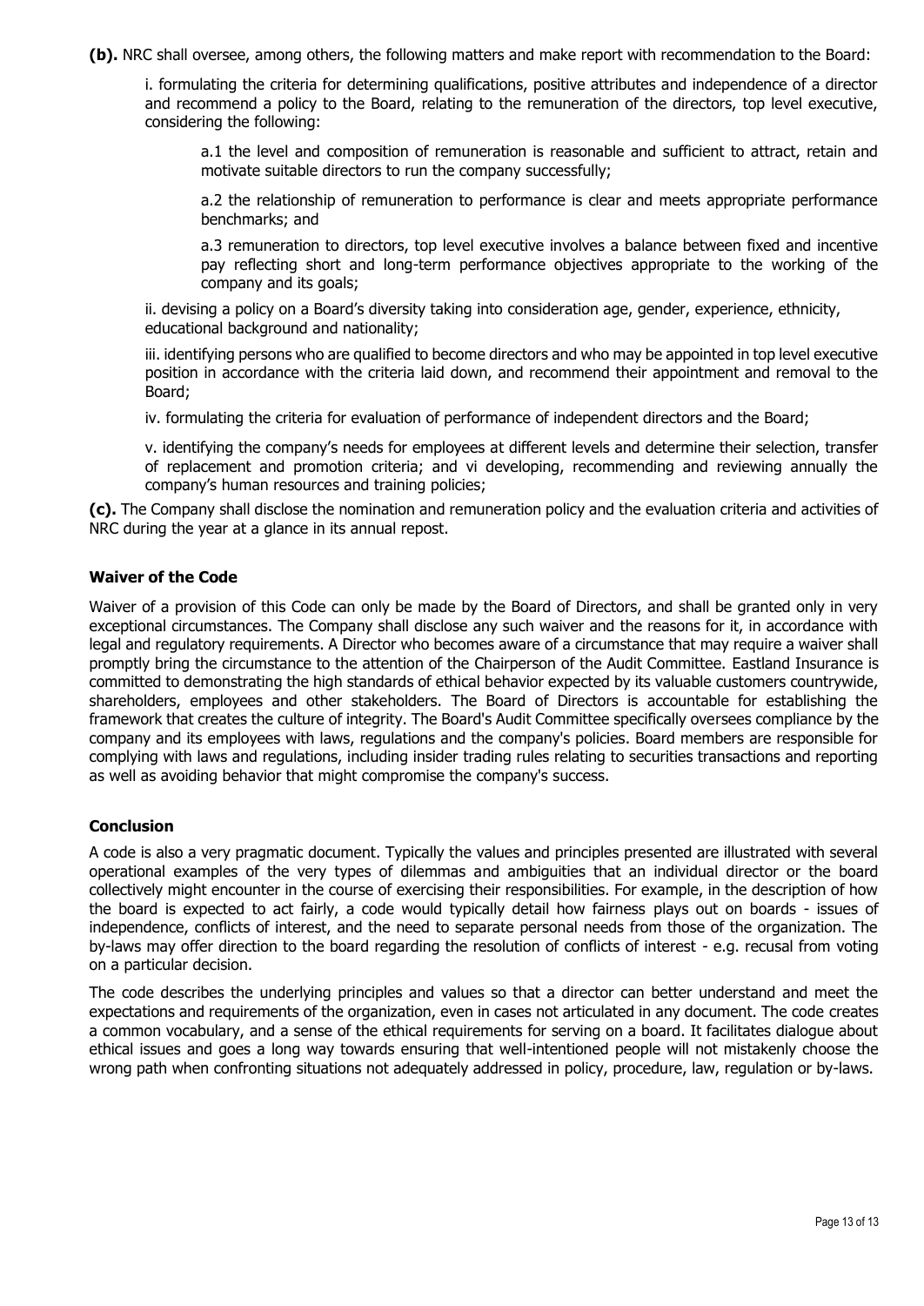**(b).** NRC shall oversee, among others, the following matters and make report with recommendation to the Board:

i. formulating the criteria for determining qualifications, positive attributes and independence of a director and recommend a policy to the Board, relating to the remuneration of the directors, top level executive, considering the following:

a.1 the level and composition of remuneration is reasonable and sufficient to attract, retain and motivate suitable directors to run the company successfully;

a.2 the relationship of remuneration to performance is clear and meets appropriate performance benchmarks; and

a.3 remuneration to directors, top level executive involves a balance between fixed and incentive pay reflecting short and long-term performance objectives appropriate to the working of the company and its goals;

ii. devising a policy on a Board's diversity taking into consideration age, gender, experience, ethnicity, educational background and nationality;

iii. identifying persons who are qualified to become directors and who may be appointed in top level executive position in accordance with the criteria laid down, and recommend their appointment and removal to the Board;

iv. formulating the criteria for evaluation of performance of independent directors and the Board;

v. identifying the company's needs for employees at different levels and determine their selection, transfer of replacement and promotion criteria; and vi developing, recommending and reviewing annually the company's human resources and training policies;

**(c).** The Company shall disclose the nomination and remuneration policy and the evaluation criteria and activities of NRC during the year at a glance in its annual repost.

## Waiver of the Code

Waiver of a provision of this Code can only be made by the Board of Directors, and shall be granted only in very exceptional circumstances. The Company shall disclose any such waiver and the reasons for it, in accordance with legal and regulatory requirements. A Director who becomes aware of a circumstance that may require a waiver shall promptly bring the circumstance to the attention of the Chairperson of the Audit Committee. Eastland Insurance is committed to demonstrating the high standards of ethical behavior expected by its valuable customers countrywide, shareholders, employees and other stakeholders. The Board of Directors is accountable for establishing the framework that creates the culture of integrity. The Board's Audit Committee specifically oversees compliance by the company and its employees with laws, regulations and the company's policies. Board members are responsible for complying with laws and regulations, including insider trading rules relating to securities transactions and reporting as well as avoiding behavior that might compromise the company's success.

## Conclusion

A code is also a very pragmatic document. Typically the values and principles presented are illustrated with several operational examples of the very types of dilemmas and ambiguities that an individual director or the board collectively might encounter in the course of exercising their responsibilities. For example, in the description of how the board is expected to act fairly, a code would typically detail how fairness plays out on boards - issues of independence, conflicts of interest, and the need to separate personal needs from those of the organization. The by-laws may offer direction to the board regarding the resolution of conflicts of interest - e.g. recusal from voting on a particular decision.

The code describes the underlying principles and values so that a director can better understand and meet the expectations and requirements of the organization, even in cases not articulated in any document. The code creates a common vocabulary, and a sense of the ethical requirements for serving on a board. It facilitates dialogue about ethical issues and goes a long way towards ensuring that well-intentioned people will not mistakenly choose the wrong path when confronting situations not adequately addressed in policy, procedure, law, regulation or by-laws.